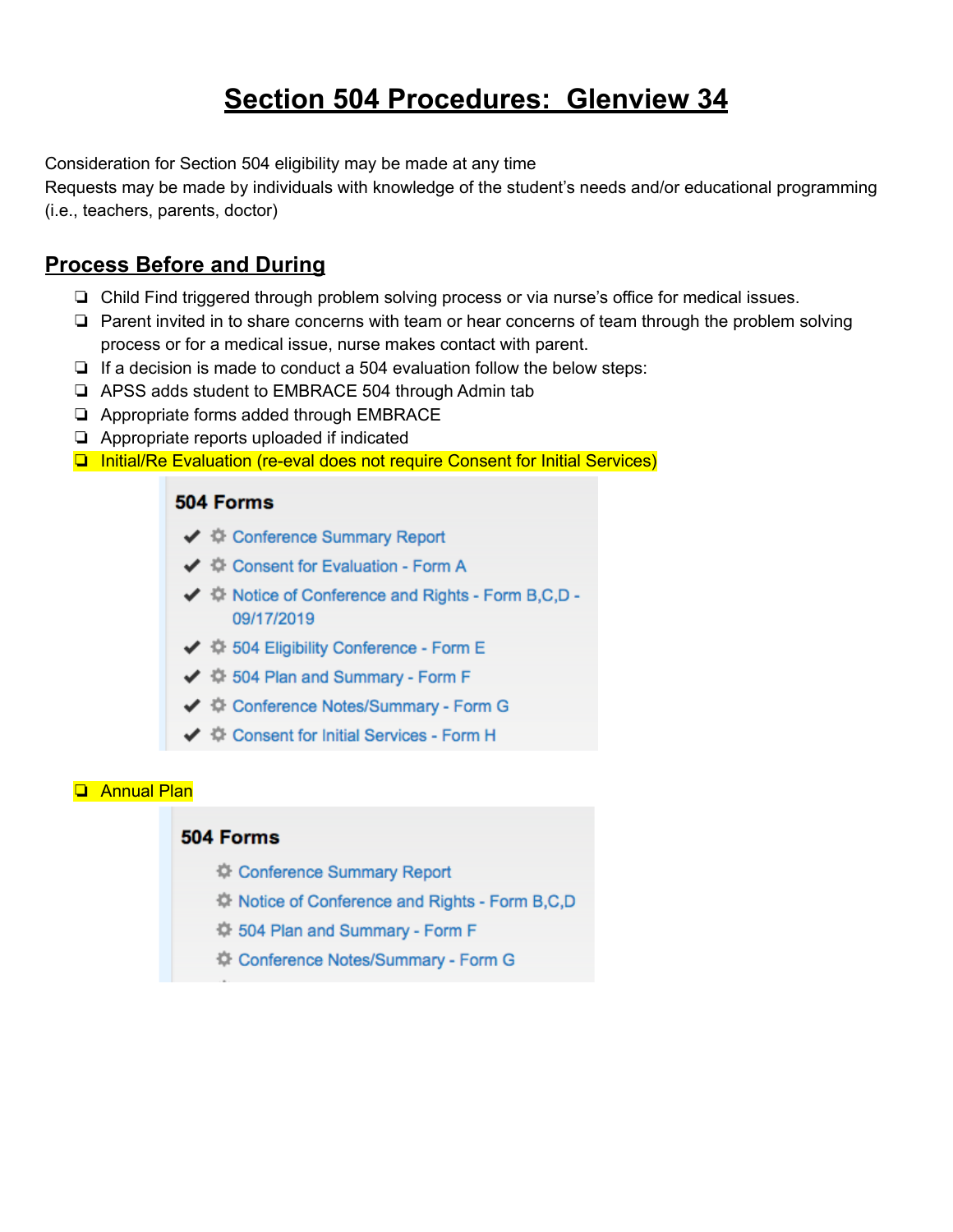# Section 504 Procedures: Glenview 34

Consideration for Section 504 eligibility may be made at any time
Requests may be made by individuals with knowledge of the student's needs and/or educational programming (i.e., teachers, parents, doctor)

## Process Before and During

- [ ] Child Find triggered through problem solving process or via nurse's office for medical issues.
- [ ] Parent invited in to share concerns with team or hear concerns of team through the problem solving process or for a medical issue, nurse makes contact with parent.
- [ ] If a decision is made to conduct a 504 evaluation follow the below steps:
- [ ] APSS adds student to EMBRACE 504 through Admin tab
- [ ] Appropriate forms added through EMBRACE
- [ ] Appropriate reports uploaded if indicated
- [ ] Initial/Re Evaluation (re-eval does not require Consent for Initial Services)

**504 Forms**

- ✔ Conference Summary Report
- ✔ Consent for Evaluation - Form A
- ✔ Notice of Conference and Rights - Form B,C,D - 09/17/2019
- ✔ 504 Eligibility Conference - Form E
- ✔ 504 Plan and Summary - Form F
- ✔ Conference Notes/Summary - Form G
- ✔ Consent for Initial Services - Form H

- [ ] Annual Plan

**504 Forms**

- Conference Summary Report
- Notice of Conference and Rights - Form B,C,D
- 504 Plan and Summary - Form F
- Conference Notes/Summary - Form G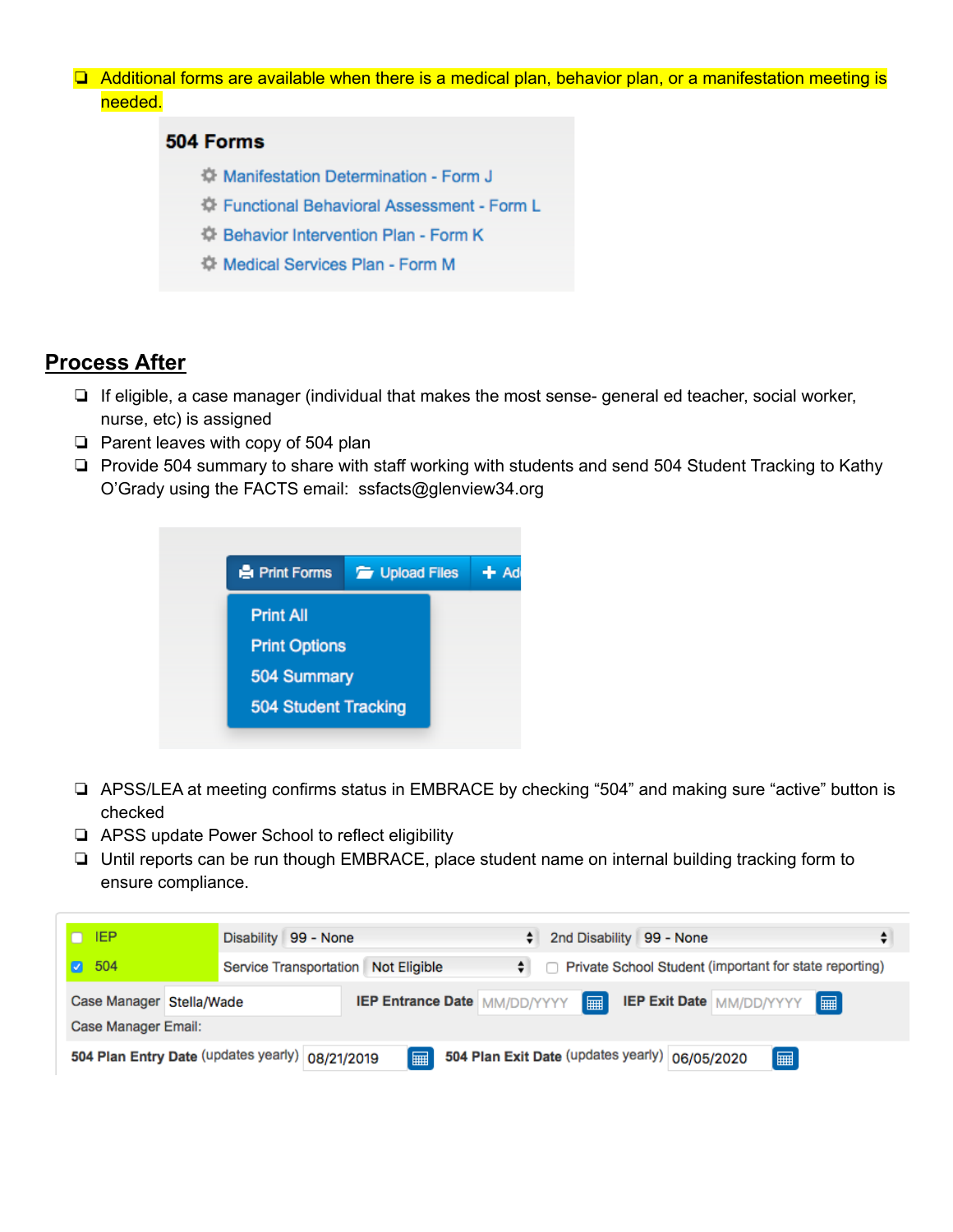- [ ] Additional forms are available when there is a medical plan, behavior plan, or a manifestation meeting is needed.

**504 Forms**

- Manifestation Determination - Form J
- Functional Behavioral Assessment - Form L
- Behavior Intervention Plan - Form K
- Medical Services Plan - Form M

## Process After

- [ ] If eligible, a case manager (individual that makes the most sense- general ed teacher, social worker, nurse, etc) is assigned
- [ ] Parent leaves with copy of 504 plan
- [ ] Provide 504 summary to share with staff working with students and send 504 Student Tracking to Kathy O'Grady using the FACTS email: ssfacts@glenview34.org

Print Forms | Upload Files | + Ad

- Print All
- Print Options
- 504 Summary
- 504 Student Tracking

- [ ] APSS/LEA at meeting confirms status in EMBRACE by checking "504" and making sure "active" button is checked
- [ ] APSS update Power School to reflect eligibility
- [ ] Until reports can be run though EMBRACE, place student name on internal building tracking form to ensure compliance.

| | | | |
|---|---|---|---|
| ☐ IEP | Disability: 99 - None | 2nd Disability: 99 - None | |
| ☑ 504 | Service Transportation: Not Eligible | ☐ Private School Student (important for state reporting) | |
| Case Manager: Stella/Wade | **IEP Entrance Date**: MM/DD/YYYY | **IEP Exit Date**: MM/DD/YYYY | |
| Case Manager Email: | | | |
| **504 Plan Entry Date** (updates yearly): 08/21/2019 | **504 Plan Exit Date** (updates yearly): 06/05/2020 | | |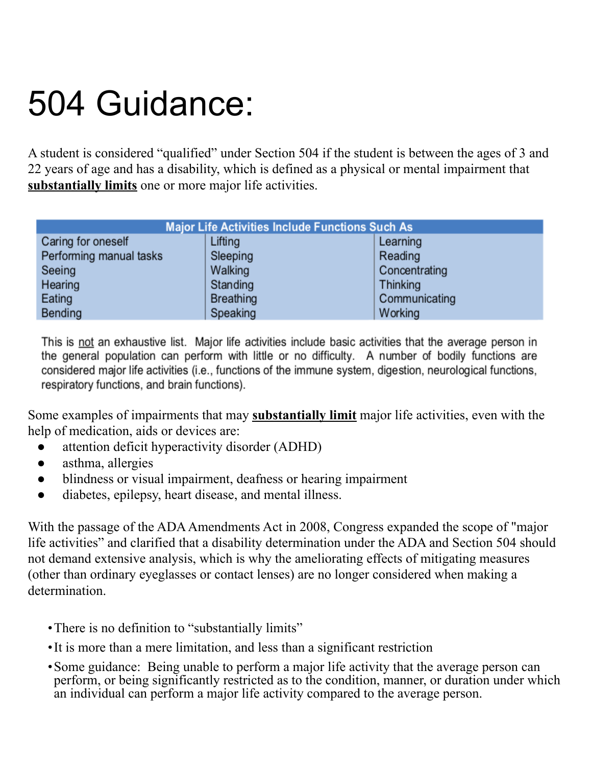# 504 Guidance:

A student is considered "qualified" under Section 504 if the student is between the ages of 3 and 22 years of age and has a disability, which is defined as a physical or mental impairment that **substantially limits** one or more major life activities.

| Major Life Activities Include Functions Such As | | |
|---|---|---|
| Caring for oneself | Lifting | Learning |
| Performing manual tasks | Sleeping | Reading |
| Seeing | Walking | Concentrating |
| Hearing | Standing | Thinking |
| Eating | Breathing | Communicating |
| Bending | Speaking | Working |

This is not an exhaustive list. Major life activities include basic activities that the average person in the general population can perform with little or no difficulty. A number of bodily functions are considered major life activities (i.e., functions of the immune system, digestion, neurological functions, respiratory functions, and brain functions).

Some examples of impairments that may **substantially limit** major life activities, even with the help of medication, aids or devices are:

- attention deficit hyperactivity disorder (ADHD)
- asthma, allergies
- blindness or visual impairment, deafness or hearing impairment
- diabetes, epilepsy, heart disease, and mental illness.

With the passage of the ADA Amendments Act in 2008, Congress expanded the scope of "major life activities" and clarified that a disability determination under the ADA and Section 504 should not demand extensive analysis, which is why the ameliorating effects of mitigating measures (other than ordinary eyeglasses or contact lenses) are no longer considered when making a determination.

- There is no definition to "substantially limits"
- It is more than a mere limitation, and less than a significant restriction
- Some guidance: Being unable to perform a major life activity that the average person can perform, or being significantly restricted as to the condition, manner, or duration under which an individual can perform a major life activity compared to the average person.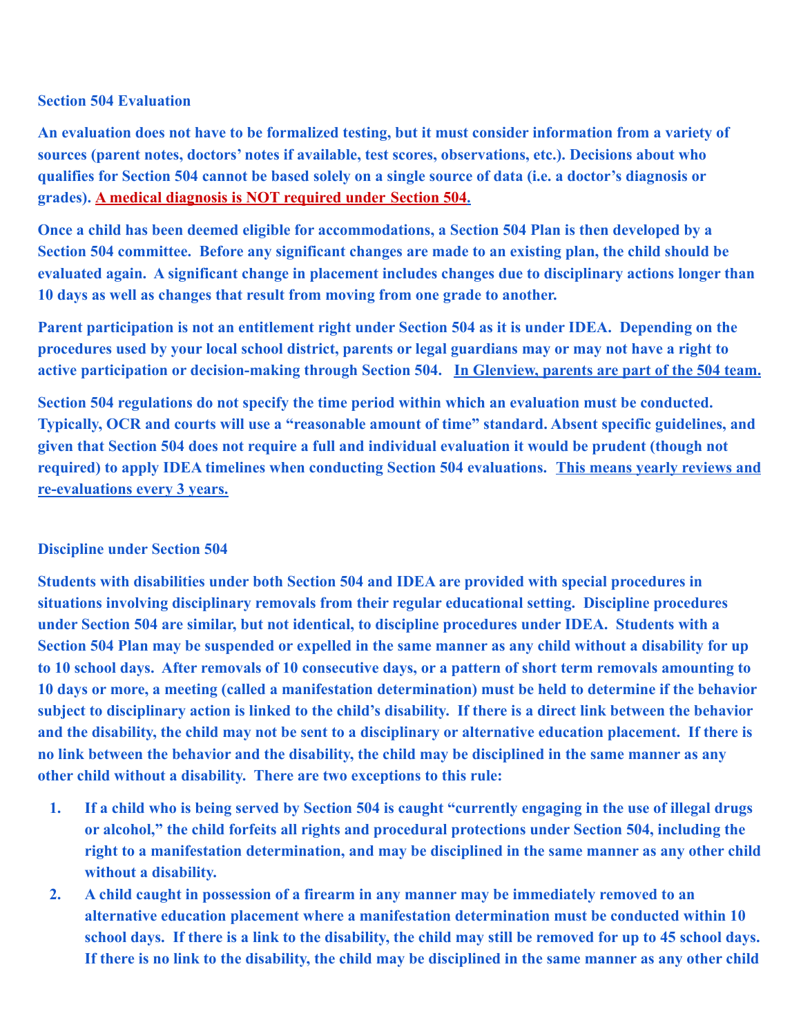**Section 504 Evaluation**

**An evaluation does not have to be formalized testing, but it must consider information from a variety of sources (parent notes, doctors' notes if available, test scores, observations, etc.). Decisions about who qualifies for Section 504 cannot be based solely on a single source of data (i.e. a doctor's diagnosis or grades). <u>A medical diagnosis is NOT required under Section 504</u>.**

**Once a child has been deemed eligible for accommodations, a Section 504 Plan is then developed by a Section 504 committee. Before any significant changes are made to an existing plan, the child should be evaluated again. A significant change in placement includes changes due to disciplinary actions longer than 10 days as well as changes that result from moving from one grade to another.**

**Parent participation is not an entitlement right under Section 504 as it is under IDEA. Depending on the procedures used by your local school district, parents or legal guardians may or may not have a right to active participation or decision-making through Section 504. <u>In Glenview, parents are part of the 504 team.</u>**

**Section 504 regulations do not specify the time period within which an evaluation must be conducted. Typically, OCR and courts will use a "reasonable amount of time" standard. Absent specific guidelines, and given that Section 504 does not require a full and individual evaluation it would be prudent (though not required) to apply IDEA timelines when conducting Section 504 evaluations. <u>This means yearly reviews and re-evaluations every 3 years.</u>**

**Discipline under Section 504**

**Students with disabilities under both Section 504 and IDEA are provided with special procedures in situations involving disciplinary removals from their regular educational setting. Discipline procedures under Section 504 are similar, but not identical, to discipline procedures under IDEA. Students with a Section 504 Plan may be suspended or expelled in the same manner as any child without a disability for up to 10 school days. After removals of 10 consecutive days, or a pattern of short term removals amounting to 10 days or more, a meeting (called a manifestation determination) must be held to determine if the behavior subject to disciplinary action is linked to the child's disability. If there is a direct link between the behavior and the disability, the child may not be sent to a disciplinary or alternative education placement. If there is no link between the behavior and the disability, the child may be disciplined in the same manner as any other child without a disability. There are two exceptions to this rule:**

1. **If a child who is being served by Section 504 is caught "currently engaging in the use of illegal drugs or alcohol," the child forfeits all rights and procedural protections under Section 504, including the right to a manifestation determination, and may be disciplined in the same manner as any other child without a disability.**
2. **A child caught in possession of a firearm in any manner may be immediately removed to an alternative education placement where a manifestation determination must be conducted within 10 school days. If there is a link to the disability, the child may still be removed for up to 45 school days. If there is no link to the disability, the child may be disciplined in the same manner as any other child**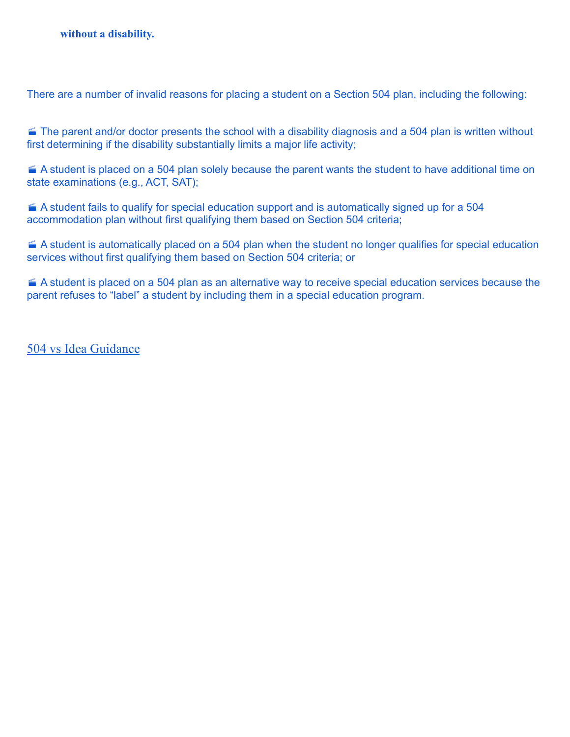**without a disability.**

There are a number of invalid reasons for placing a student on a Section 504 plan, including the following:

- 🎬 The parent and/or doctor presents the school with a disability diagnosis and a 504 plan is written without first determining if the disability substantially limits a major life activity;
- 🎬 A student is placed on a 504 plan solely because the parent wants the student to have additional time on state examinations (e.g., ACT, SAT);
- 🎬 A student fails to qualify for special education support and is automatically signed up for a 504 accommodation plan without first qualifying them based on Section 504 criteria;
- 🎬 A student is automatically placed on a 504 plan when the student no longer qualifies for special education services without first qualifying them based on Section 504 criteria; or
- 🎬 A student is placed on a 504 plan as an alternative way to receive special education services because the parent refuses to "label" a student by including them in a special education program.

504 vs Idea Guidance